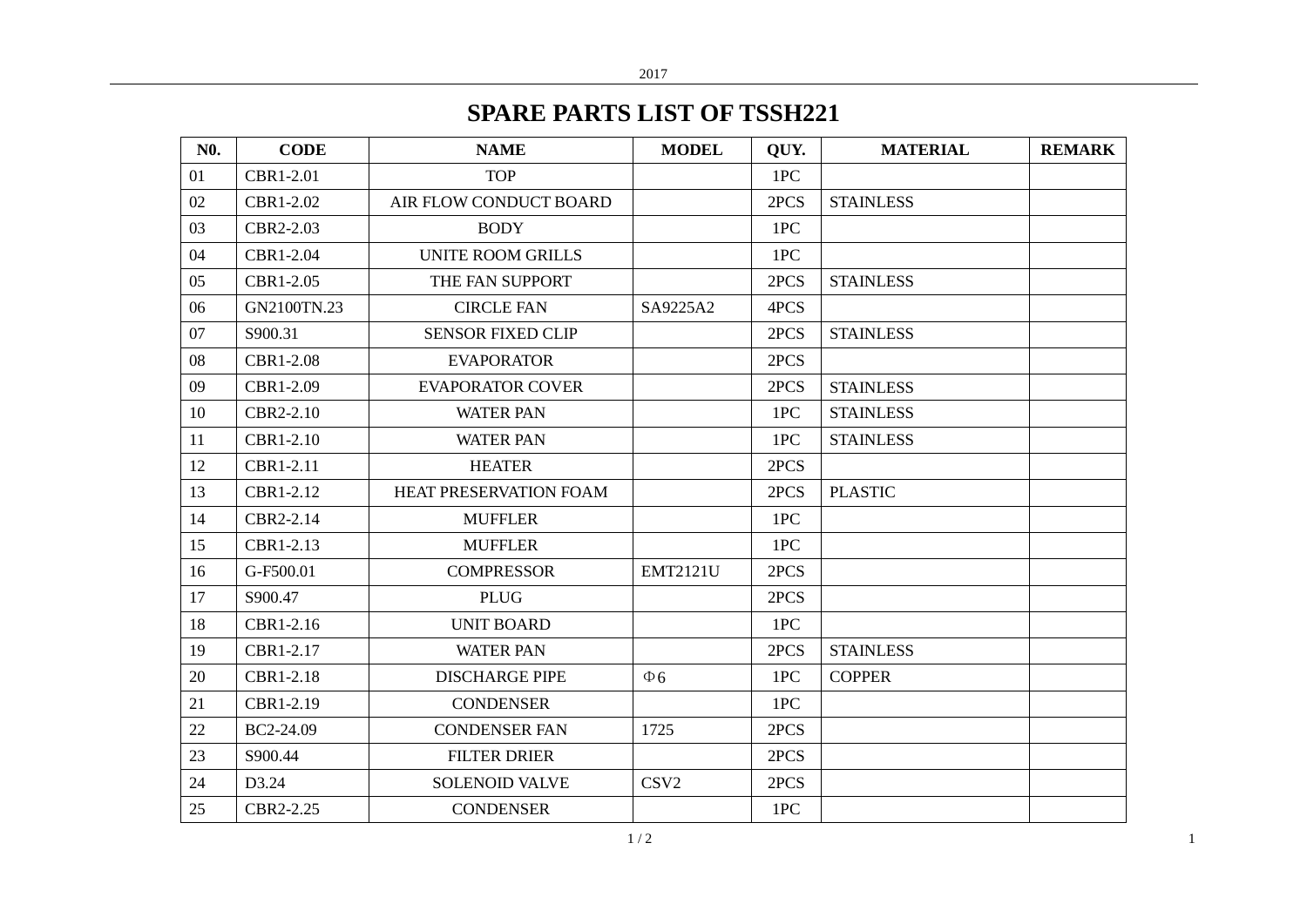# SPARE PARTS LIST OF TSSH221

| N0. | CODE | NAME | MODEL | QUY. | MATERIAL | REMARK |
|---|---|---|---|---|---|---|
| 01 | CBR1-2.01 | TOP | | 1PC | | |
| 02 | CBR1-2.02 | AIR FLOW CONDUCT BOARD | | 2PCS | STAINLESS | |
| 03 | CBR2-2.03 | BODY | | 1PC | | |
| 04 | CBR1-2.04 | UNITE ROOM GRILLS | | 1PC | | |
| 05 | CBR1-2.05 | THE FAN SUPPORT | | 2PCS | STAINLESS | |
| 06 | GN2100TN.23 | CIRCLE FAN | SA9225A2 | 4PCS | | |
| 07 | S900.31 | SENSOR FIXED CLIP | | 2PCS | STAINLESS | |
| 08 | CBR1-2.08 | EVAPORATOR | | 2PCS | | |
| 09 | CBR1-2.09 | EVAPORATOR COVER | | 2PCS | STAINLESS | |
| 10 | CBR2-2.10 | WATER PAN | | 1PC | STAINLESS | |
| 11 | CBR1-2.10 | WATER PAN | | 1PC | STAINLESS | |
| 12 | CBR1-2.11 | HEATER | | 2PCS | | |
| 13 | CBR1-2.12 | HEAT PRESERVATION FOAM | | 2PCS | PLASTIC | |
| 14 | CBR2-2.14 | MUFFLER | | 1PC | | |
| 15 | CBR1-2.13 | MUFFLER | | 1PC | | |
| 16 | G-F500.01 | COMPRESSOR | EMT2121U | 2PCS | | |
| 17 | S900.47 | PLUG | | 2PCS | | |
| 18 | CBR1-2.16 | UNIT BOARD | | 1PC | | |
| 19 | CBR1-2.17 | WATER PAN | | 2PCS | STAINLESS | |
| 20 | CBR1-2.18 | DISCHARGE PIPE | Φ6 | 1PC | COPPER | |
| 21 | CBR1-2.19 | CONDENSER | | 1PC | | |
| 22 | BC2-24.09 | CONDENSER FAN | 1725 | 2PCS | | |
| 23 | S900.44 | FILTER DRIER | | 2PCS | | |
| 24 | D3.24 | SOLENOID VALVE | CSV2 | 2PCS | | |
| 25 | CBR2-2.25 | CONDENSER | | 1PC | | |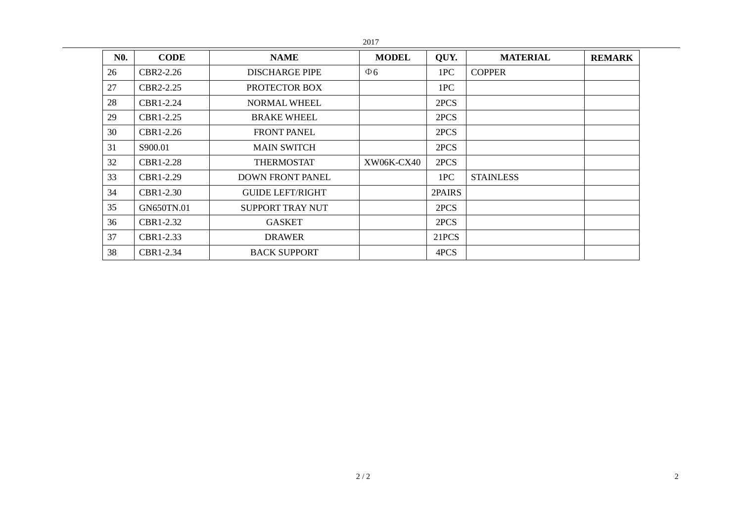| N0. | CODE | NAME | MODEL | QUY. | MATERIAL | REMARK |
|---|---|---|---|---|---|---|
| 26 | CBR2-2.26 | DISCHARGE PIPE | Φ6 | 1PC | COPPER | |
| 27 | CBR2-2.25 | PROTECTOR BOX | | 1PC | | |
| 28 | CBR1-2.24 | NORMAL WHEEL | | 2PCS | | |
| 29 | CBR1-2.25 | BRAKE WHEEL | | 2PCS | | |
| 30 | CBR1-2.26 | FRONT PANEL | | 2PCS | | |
| 31 | S900.01 | MAIN SWITCH | | 2PCS | | |
| 32 | CBR1-2.28 | THERMOSTAT | XW06K-CX40 | 2PCS | | |
| 33 | CBR1-2.29 | DOWN FRONT PANEL | | 1PC | STAINLESS | |
| 34 | CBR1-2.30 | GUIDE LEFT/RIGHT | | 2PAIRS | | |
| 35 | GN650TN.01 | SUPPORT TRAY NUT | | 2PCS | | |
| 36 | CBR1-2.32 | GASKET | | 2PCS | | |
| 37 | CBR1-2.33 | DRAWER | | 21PCS | | |
| 38 | CBR1-2.34 | BACK SUPPORT | | 4PCS | | |